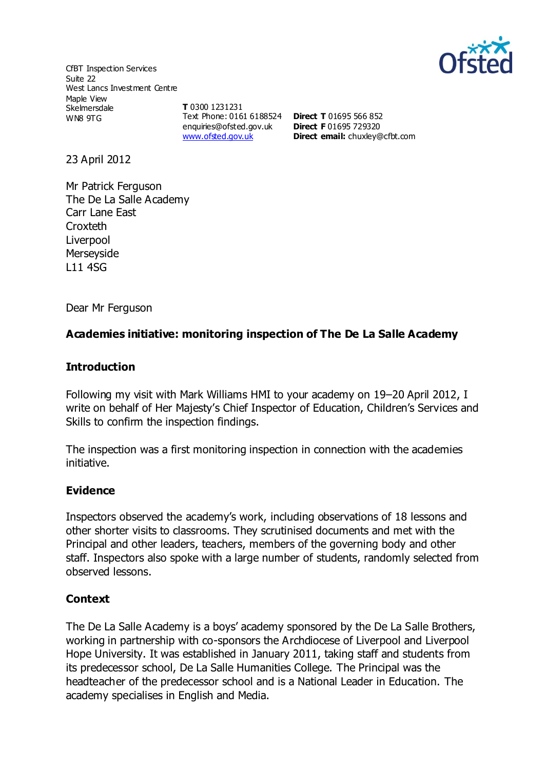CfBT Inspection Services
Suite 22
West Lancs Investment Centre
Maple View
Skelmersdale
WN8 9TG

**T** 0300 1231231
Text Phone: 0161 6188524
enquiries@ofsted.gov.uk
www.ofsted.gov.uk

**Direct T** 01695 566 852
**Direct F** 01695 729320
**Direct email:** chuxley@cfbt.com

23 April 2012

Mr Patrick Ferguson
The De La Salle Academy
Carr Lane East
Croxteth
Liverpool
Merseyside
L11 4SG

Dear Mr Ferguson

**Academies initiative: monitoring inspection of The De La Salle Academy**

## Introduction

Following my visit with Mark Williams HMI to your academy on 19–20 April 2012, I write on behalf of Her Majesty's Chief Inspector of Education, Children's Services and Skills to confirm the inspection findings.

The inspection was a first monitoring inspection in connection with the academies initiative.

## Evidence

Inspectors observed the academy's work, including observations of 18 lessons and other shorter visits to classrooms. They scrutinised documents and met with the Principal and other leaders, teachers, members of the governing body and other staff. Inspectors also spoke with a large number of students, randomly selected from observed lessons.

## Context

The De La Salle Academy is a boys' academy sponsored by the De La Salle Brothers, working in partnership with co-sponsors the Archdiocese of Liverpool and Liverpool Hope University. It was established in January 2011, taking staff and students from its predecessor school, De La Salle Humanities College. The Principal was the headteacher of the predecessor school and is a National Leader in Education. The academy specialises in English and Media.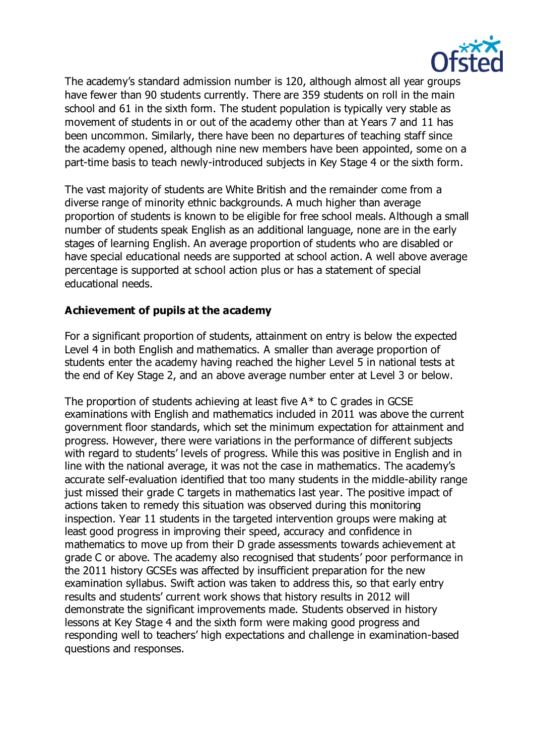The academy's standard admission number is 120, although almost all year groups have fewer than 90 students currently. There are 359 students on roll in the main school and 61 in the sixth form. The student population is typically very stable as movement of students in or out of the academy other than at Years 7 and 11 has been uncommon. Similarly, there have been no departures of teaching staff since the academy opened, although nine new members have been appointed, some on a part-time basis to teach newly-introduced subjects in Key Stage 4 or the sixth form.

The vast majority of students are White British and the remainder come from a diverse range of minority ethnic backgrounds. A much higher than average proportion of students is known to be eligible for free school meals. Although a small number of students speak English as an additional language, none are in the early stages of learning English. An average proportion of students who are disabled or have special educational needs are supported at school action. A well above average percentage is supported at school action plus or has a statement of special educational needs.

**Achievement of pupils at the academy**

For a significant proportion of students, attainment on entry is below the expected Level 4 in both English and mathematics. A smaller than average proportion of students enter the academy having reached the higher Level 5 in national tests at the end of Key Stage 2, and an above average number enter at Level 3 or below.

The proportion of students achieving at least five A* to C grades in GCSE examinations with English and mathematics included in 2011 was above the current government floor standards, which set the minimum expectation for attainment and progress. However, there were variations in the performance of different subjects with regard to students' levels of progress. While this was positive in English and in line with the national average, it was not the case in mathematics. The academy's accurate self-evaluation identified that too many students in the middle-ability range just missed their grade C targets in mathematics last year. The positive impact of actions taken to remedy this situation was observed during this monitoring inspection. Year 11 students in the targeted intervention groups were making at least good progress in improving their speed, accuracy and confidence in mathematics to move up from their D grade assessments towards achievement at grade C or above. The academy also recognised that students' poor performance in the 2011 history GCSEs was affected by insufficient preparation for the new examination syllabus. Swift action was taken to address this, so that early entry results and students' current work shows that history results in 2012 will demonstrate the significant improvements made. Students observed in history lessons at Key Stage 4 and the sixth form were making good progress and responding well to teachers' high expectations and challenge in examination-based questions and responses.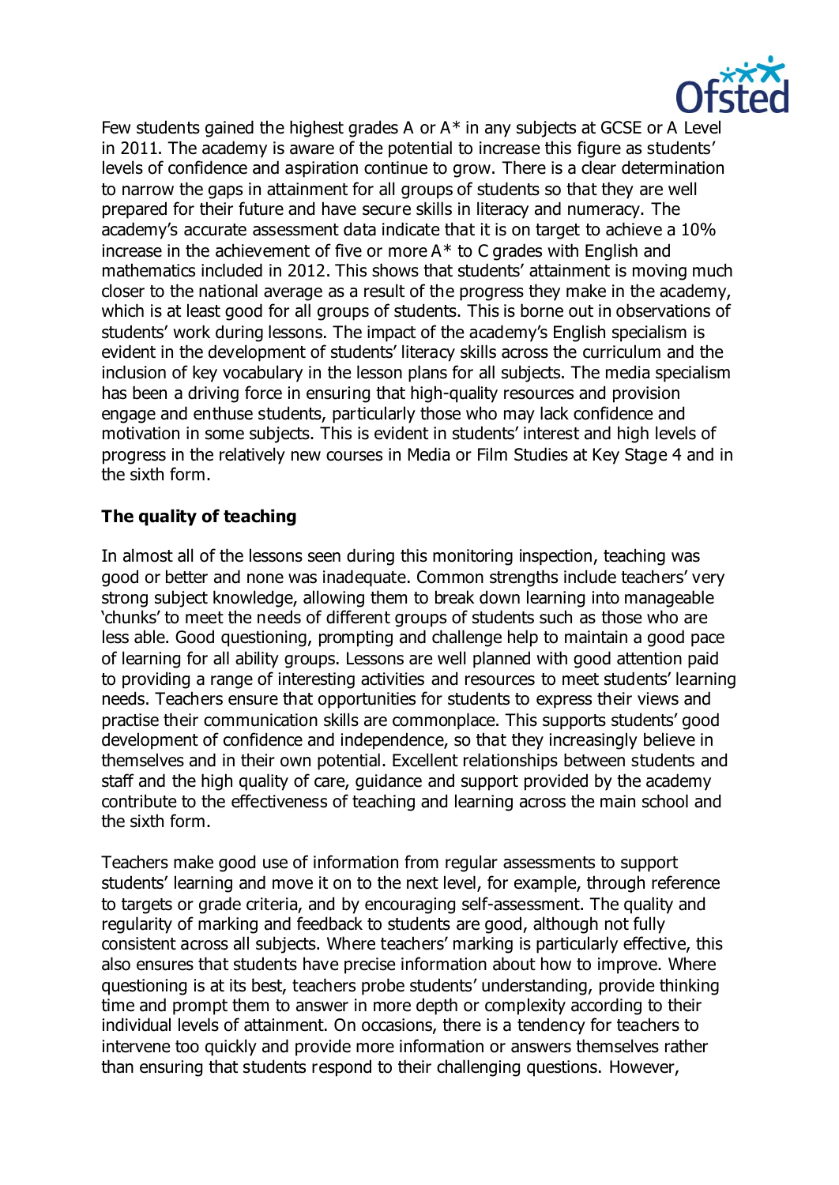Few students gained the highest grades A or A* in any subjects at GCSE or A Level in 2011. The academy is aware of the potential to increase this figure as students' levels of confidence and aspiration continue to grow. There is a clear determination to narrow the gaps in attainment for all groups of students so that they are well prepared for their future and have secure skills in literacy and numeracy. The academy's accurate assessment data indicate that it is on target to achieve a 10% increase in the achievement of five or more A* to C grades with English and mathematics included in 2012. This shows that students' attainment is moving much closer to the national average as a result of the progress they make in the academy, which is at least good for all groups of students. This is borne out in observations of students' work during lessons. The impact of the academy's English specialism is evident in the development of students' literacy skills across the curriculum and the inclusion of key vocabulary in the lesson plans for all subjects. The media specialism has been a driving force in ensuring that high-quality resources and provision engage and enthuse students, particularly those who may lack confidence and motivation in some subjects. This is evident in students' interest and high levels of progress in the relatively new courses in Media or Film Studies at Key Stage 4 and in the sixth form.

**The quality of teaching**

In almost all of the lessons seen during this monitoring inspection, teaching was good or better and none was inadequate. Common strengths include teachers' very strong subject knowledge, allowing them to break down learning into manageable 'chunks' to meet the needs of different groups of students such as those who are less able. Good questioning, prompting and challenge help to maintain a good pace of learning for all ability groups. Lessons are well planned with good attention paid to providing a range of interesting activities and resources to meet students' learning needs. Teachers ensure that opportunities for students to express their views and practise their communication skills are commonplace. This supports students' good development of confidence and independence, so that they increasingly believe in themselves and in their own potential. Excellent relationships between students and staff and the high quality of care, guidance and support provided by the academy contribute to the effectiveness of teaching and learning across the main school and the sixth form.

Teachers make good use of information from regular assessments to support students' learning and move it on to the next level, for example, through reference to targets or grade criteria, and by encouraging self-assessment. The quality and regularity of marking and feedback to students are good, although not fully consistent across all subjects. Where teachers' marking is particularly effective, this also ensures that students have precise information about how to improve. Where questioning is at its best, teachers probe students' understanding, provide thinking time and prompt them to answer in more depth or complexity according to their individual levels of attainment. On occasions, there is a tendency for teachers to intervene too quickly and provide more information or answers themselves rather than ensuring that students respond to their challenging questions. However,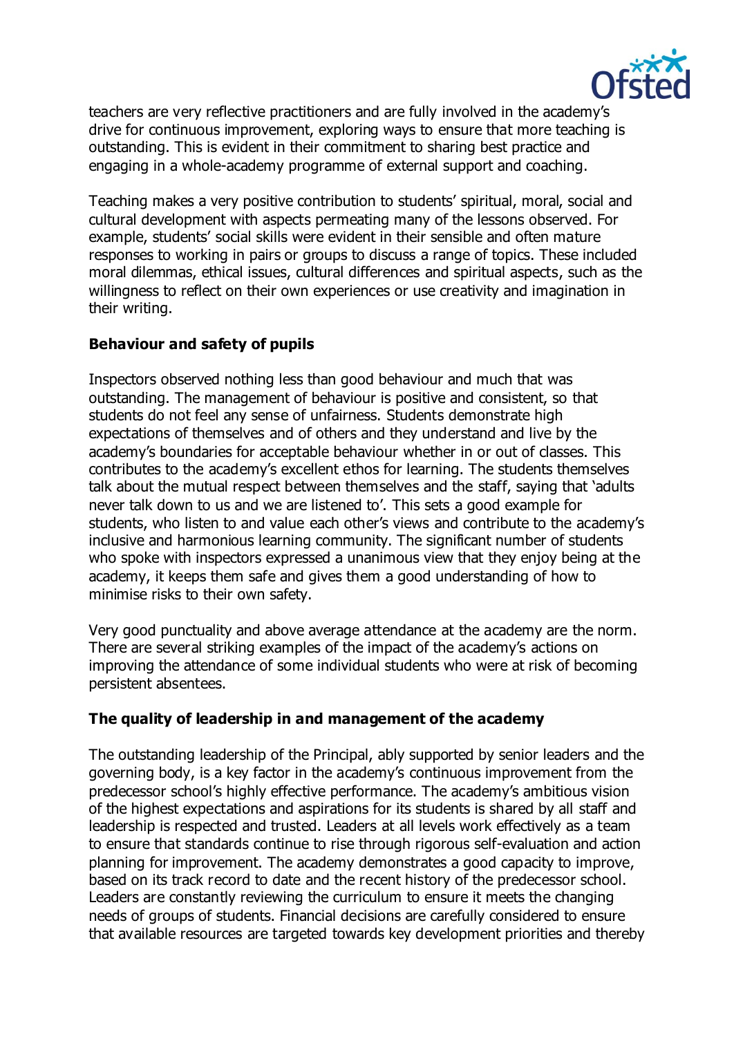teachers are very reflective practitioners and are fully involved in the academy's drive for continuous improvement, exploring ways to ensure that more teaching is outstanding. This is evident in their commitment to sharing best practice and engaging in a whole-academy programme of external support and coaching.

Teaching makes a very positive contribution to students' spiritual, moral, social and cultural development with aspects permeating many of the lessons observed. For example, students' social skills were evident in their sensible and often mature responses to working in pairs or groups to discuss a range of topics. These included moral dilemmas, ethical issues, cultural differences and spiritual aspects, such as the willingness to reflect on their own experiences or use creativity and imagination in their writing.

### Behaviour and safety of pupils

Inspectors observed nothing less than good behaviour and much that was outstanding. The management of behaviour is positive and consistent, so that students do not feel any sense of unfairness. Students demonstrate high expectations of themselves and of others and they understand and live by the academy's boundaries for acceptable behaviour whether in or out of classes. This contributes to the academy's excellent ethos for learning. The students themselves talk about the mutual respect between themselves and the staff, saying that 'adults never talk down to us and we are listened to'. This sets a good example for students, who listen to and value each other's views and contribute to the academy's inclusive and harmonious learning community. The significant number of students who spoke with inspectors expressed a unanimous view that they enjoy being at the academy, it keeps them safe and gives them a good understanding of how to minimise risks to their own safety.

Very good punctuality and above average attendance at the academy are the norm. There are several striking examples of the impact of the academy's actions on improving the attendance of some individual students who were at risk of becoming persistent absentees.

### The quality of leadership in and management of the academy

The outstanding leadership of the Principal, ably supported by senior leaders and the governing body, is a key factor in the academy's continuous improvement from the predecessor school's highly effective performance. The academy's ambitious vision of the highest expectations and aspirations for its students is shared by all staff and leadership is respected and trusted. Leaders at all levels work effectively as a team to ensure that standards continue to rise through rigorous self-evaluation and action planning for improvement. The academy demonstrates a good capacity to improve, based on its track record to date and the recent history of the predecessor school. Leaders are constantly reviewing the curriculum to ensure it meets the changing needs of groups of students. Financial decisions are carefully considered to ensure that available resources are targeted towards key development priorities and thereby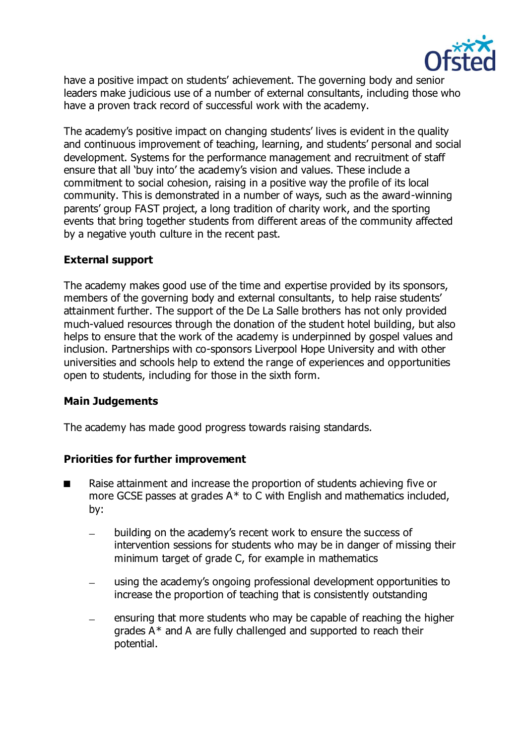have a positive impact on students' achievement. The governing body and senior leaders make judicious use of a number of external consultants, including those who have a proven track record of successful work with the academy.

The academy's positive impact on changing students' lives is evident in the quality and continuous improvement of teaching, learning, and students' personal and social development. Systems for the performance management and recruitment of staff ensure that all 'buy into' the academy's vision and values. These include a commitment to social cohesion, raising in a positive way the profile of its local community. This is demonstrated in a number of ways, such as the award-winning parents' group FAST project, a long tradition of charity work, and the sporting events that bring together students from different areas of the community affected by a negative youth culture in the recent past.

**External support**

The academy makes good use of the time and expertise provided by its sponsors, members of the governing body and external consultants, to help raise students' attainment further. The support of the De La Salle brothers has not only provided much-valued resources through the donation of the student hotel building, but also helps to ensure that the work of the academy is underpinned by gospel values and inclusion. Partnerships with co-sponsors Liverpool Hope University and with other universities and schools help to extend the range of experiences and opportunities open to students, including for those in the sixth form.

**Main Judgements**

The academy has made good progress towards raising standards.

**Priorities for further improvement**

- Raise attainment and increase the proportion of students achieving five or more GCSE passes at grades A* to C with English and mathematics included, by:
  - building on the academy's recent work to ensure the success of intervention sessions for students who may be in danger of missing their minimum target of grade C, for example in mathematics
  - using the academy's ongoing professional development opportunities to increase the proportion of teaching that is consistently outstanding
  - ensuring that more students who may be capable of reaching the higher grades A* and A are fully challenged and supported to reach their potential.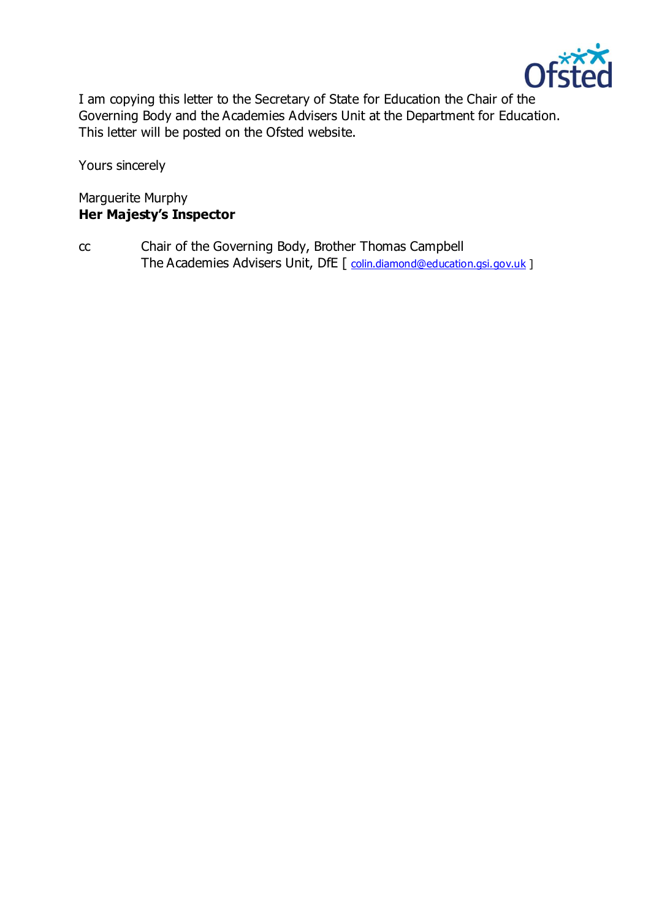I am copying this letter to the Secretary of State for Education the Chair of the Governing Body and the Academies Advisers Unit at the Department for Education. This letter will be posted on the Ofsted website.

Yours sincerely

Marguerite Murphy
**Her Majesty's Inspector**

cc Chair of the Governing Body, Brother Thomas Campbell
The Academies Advisers Unit, DfE [ colin.diamond@education.gsi.gov.uk ]